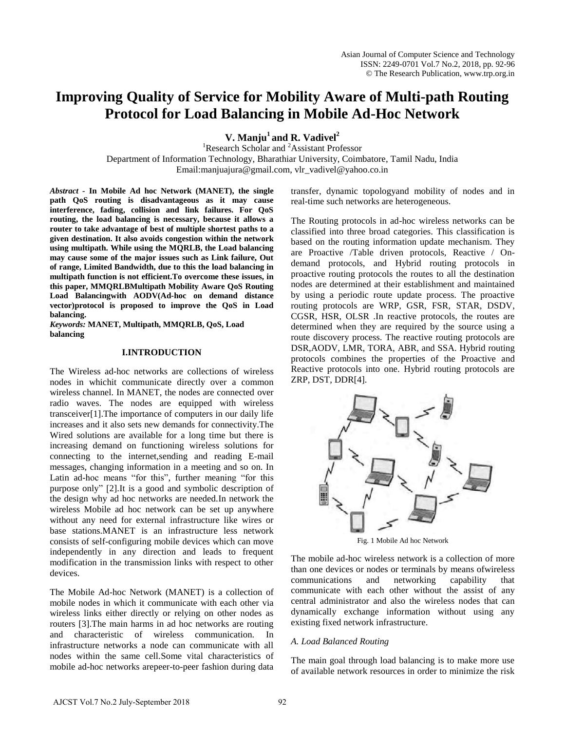# Improving Quality of Service for Mobility Aware of Multi-path Routing Protocol for Load Balancing in Mobile Ad-Hoc Network

**V. Manju[1] and R. Vadivel[2]**

[1]Research Scholar and [2]Assistant Professor
Department of Information Technology, Bharathiar University, Coimbatore, Tamil Nadu, India
Email:manjuajura@gmail.com, vlr_vadivel@yahoo.co.in

***Abstract -*** **In Mobile Ad hoc Network (MANET), the single path QoS routing is disadvantageous as it may cause interference, fading, collision and link failures. For QoS routing, the load balancing is necessary, because it allows a router to take advantage of best of multiple shortest paths to a given destination. It also avoids congestion within the network using multipath. While using the MQRLB, the Load balancing may cause some of the major issues such as Link failure, Out of range, Limited Bandwidth, due to this the load balancing in multipath function is not efficient.To overcome these issues, in this paper, MMQRLBMultipath Mobility Aware QoS Routing Load Balancingwith AODV(Ad-hoc on demand distance vector)protocol is proposed to improve the QoS in Load balancing.**

***Keywords:*** **MANET, Multipath, MMQRLB, QoS, Load balancing**

## I.INTRODUCTION

The Wireless ad-hoc networks are collections of wireless nodes in whichit communicate directly over a common wireless channel. In MANET, the nodes are connected over radio waves. The nodes are equipped with wireless transceiver[1].The importance of computers in our daily life increases and it also sets new demands for connectivity.The Wired solutions are available for a long time but there is increasing demand on functioning wireless solutions for connecting to the internet,sending and reading E-mail messages, changing information in a meeting and so on. In Latin ad-hoc means "for this", further meaning "for this purpose only" [2].It is a good and symbolic description of the design why ad hoc networks are needed.In network the wireless Mobile ad hoc network can be set up anywhere without any need for external infrastructure like wires or base stations.MANET is an infrastructure less network consists of self-configuring mobile devices which can move independently in any direction and leads to frequent modification in the transmission links with respect to other devices.

The Mobile Ad-hoc Network (MANET) is a collection of mobile nodes in which it communicate with each other via wireless links either directly or relying on other nodes as routers [3].The main harms in ad hoc networks are routing and characteristic of wireless communication. In infrastructure networks a node can communicate with all nodes within the same cell.Some vital characteristics of mobile ad-hoc networks arepeer-to-peer fashion during data transfer, dynamic topologyand mobility of nodes and in real-time such networks are heterogeneous.

The Routing protocols in ad-hoc wireless networks can be classified into three broad categories. This classification is based on the routing information update mechanism. They are Proactive /Table driven protocols, Reactive / On-demand protocols, and Hybrid routing protocols in proactive routing protocols the routes to all the destination nodes are determined at their establishment and maintained by using a periodic route update process. The proactive routing protocols are WRP, GSR, FSR, STAR, DSDV, CGSR, HSR, OLSR .In reactive protocols, the routes are determined when they are required by the source using a route discovery process. The reactive routing protocols are DSR,AODV, LMR, TORA, ABR, and SSA. Hybrid routing protocols combines the properties of the Proactive and Reactive protocols into one. Hybrid routing protocols are ZRP, DST, DDR[4].

Fig. 1 Mobile Ad hoc Network

The mobile ad-hoc wireless network is a collection of more than one devices or nodes or terminals by means ofwireless communications and networking capability that communicate with each other without the assist of any central administrator and also the wireless nodes that can dynamically exchange information without using any existing fixed network infrastructure.

### *A. Load Balanced Routing*

The main goal through load balancing is to make more use of available network resources in order to minimize the risk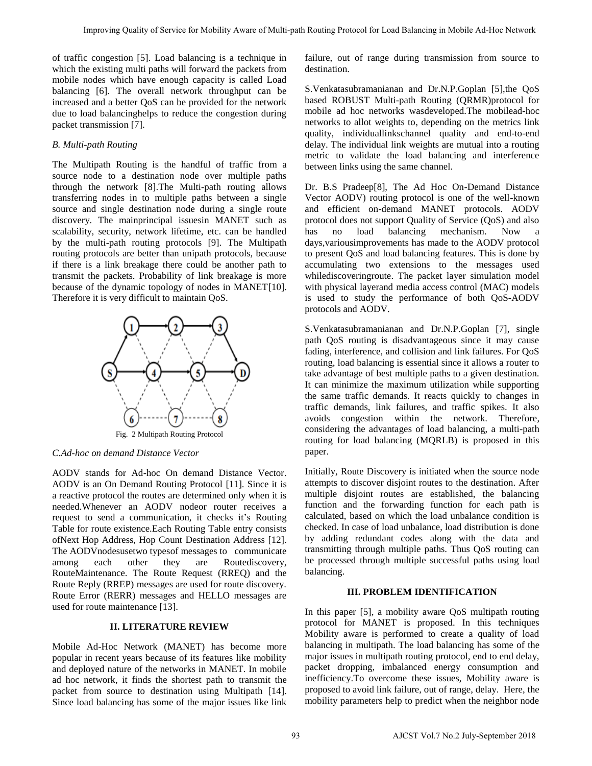of traffic congestion [5]. Load balancing is a technique in which the existing multi paths will forward the packets from mobile nodes which have enough capacity is called Load balancing [6]. The overall network throughput can be increased and a better QoS can be provided for the network due to load balancinghelps to reduce the congestion during packet transmission [7].

### *B. Multi-path Routing*

The Multipath Routing is the handful of traffic from a source node to a destination node over multiple paths through the network [8].The Multi-path routing allows transferring nodes in to multiple paths between a single source and single destination node during a single route discovery. The mainprincipal issuesin MANET such as scalability, security, network lifetime, etc. can be handled by the multi-path routing protocols [9]. The Multipath routing protocols are better than unipath protocols, because if there is a link breakage there could be another path to transmit the packets. Probability of link breakage is more because of the dynamic topology of nodes in MANET[10]. Therefore it is very difficult to maintain QoS.

Fig. 2 Multipath Routing Protocol

### *C.Ad-hoc on demand Distance Vector*

AODV stands for Ad-hoc On demand Distance Vector. AODV is an On Demand Routing Protocol [11]. Since it is a reactive protocol the routes are determined only when it is needed.Whenever an AODV nodeor router receives a request to send a communication, it checks it's Routing Table for route existence.Each Routing Table entry consists ofNext Hop Address, Hop Count Destination Address [12]. The AODVnodesusetwo typesof messages to communicate among each other they are Routediscovery, RouteMaintenance. The Route Request (RREQ) and the Route Reply (RREP) messages are used for route discovery. Route Error (RERR) messages and HELLO messages are used for route maintenance [13].

## II. LITERATURE REVIEW

Mobile Ad-Hoc Network (MANET) has become more popular in recent years because of its features like mobility and deployed nature of the networks in MANET. In mobile ad hoc network, it finds the shortest path to transmit the packet from source to destination using Multipath [14]. Since load balancing has some of the major issues like link failure, out of range during transmission from source to destination.

S.Venkatasubramanianan and Dr.N.P.Goplan [5],the QoS based ROBUST Multi-path Routing (QRMR)protocol for mobile ad hoc networks wasdeveloped.The mobilead-hoc networks to allot weights to, depending on the metrics link quality, individuallinkschannel quality and end-to-end delay. The individual link weights are mutual into a routing metric to validate the load balancing and interference between links using the same channel.

Dr. B.S Pradeep[8], The Ad Hoc On-Demand Distance Vector AODV) routing protocol is one of the well-known and efficient on-demand MANET protocols. AODV protocol does not support Quality of Service (QoS) and also has no load balancing mechanism. Now a days,variousimprovements has made to the AODV protocol to present QoS and load balancing features. This is done by accumulating two extensions to the messages used whilediscoveringroute. The packet layer simulation model with physical layerand media access control (MAC) models is used to study the performance of both QoS-AODV protocols and AODV.

S.Venkatasubramanianan and Dr.N.P.Goplan [7], single path QoS routing is disadvantageous since it may cause fading, interference, and collision and link failures. For QoS routing, load balancing is essential since it allows a router to take advantage of best multiple paths to a given destination. It can minimize the maximum utilization while supporting the same traffic demands. It reacts quickly to changes in traffic demands, link failures, and traffic spikes. It also avoids congestion within the network. Therefore, considering the advantages of load balancing, a multi-path routing for load balancing (MQRLB) is proposed in this paper.

Initially, Route Discovery is initiated when the source node attempts to discover disjoint routes to the destination. After multiple disjoint routes are established, the balancing function and the forwarding function for each path is calculated, based on which the load unbalance condition is checked. In case of load unbalance, load distribution is done by adding redundant codes along with the data and transmitting through multiple paths. Thus QoS routing can be processed through multiple successful paths using load balancing.

## III. PROBLEM IDENTIFICATION

In this paper [5], a mobility aware QoS multipath routing protocol for MANET is proposed. In this techniques Mobility aware is performed to create a quality of load balancing in multipath. The load balancing has some of the major issues in multipath routing protocol, end to end delay, packet dropping, imbalanced energy consumption and inefficiency.To overcome these issues, Mobility aware is proposed to avoid link failure, out of range, delay. Here, the mobility parameters help to predict when the neighbor node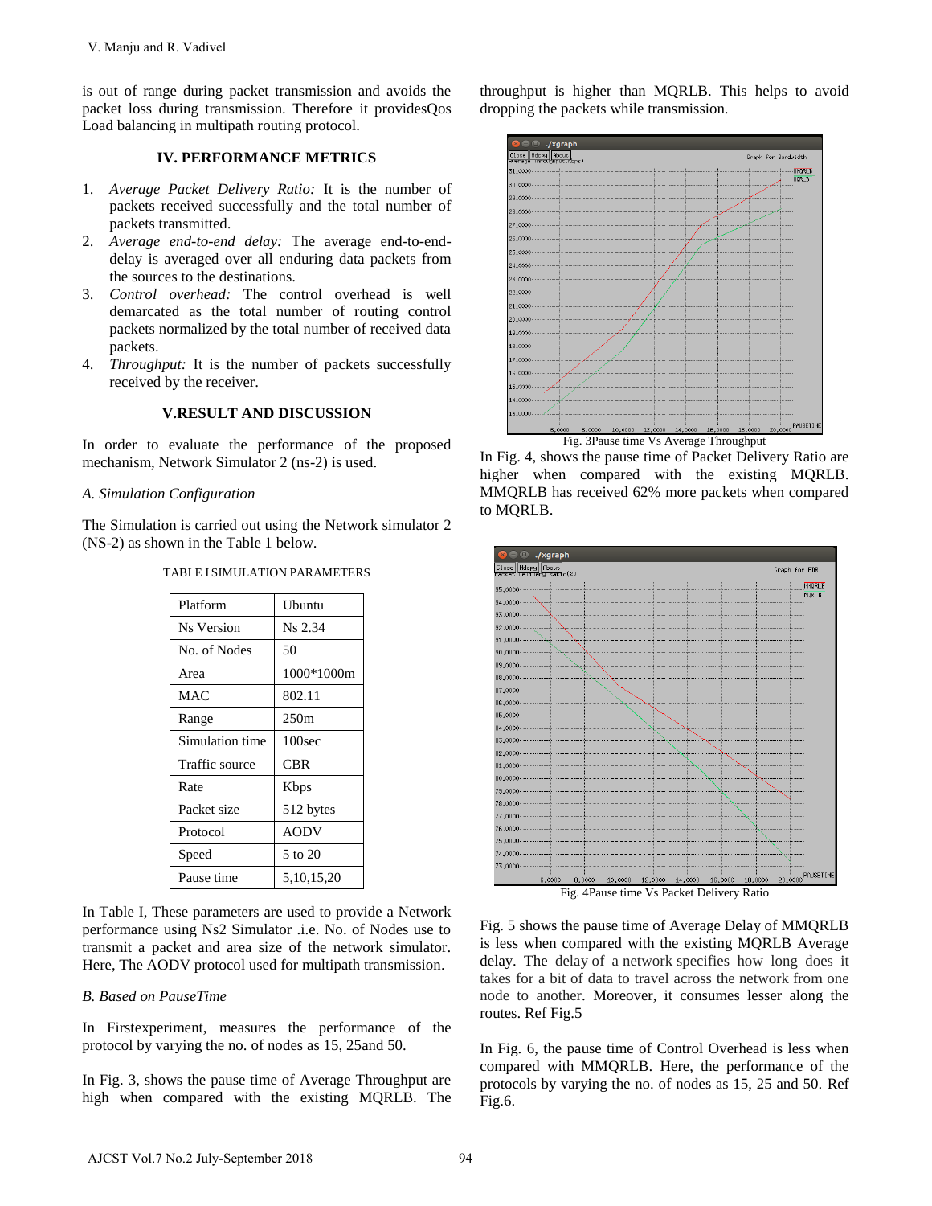is out of range during packet transmission and avoids the packet loss during transmission. Therefore it providesQos Load balancing in multipath routing protocol.

## IV. PERFORMANCE METRICS

1. *Average Packet Delivery Ratio:* It is the number of packets received successfully and the total number of packets transmitted.
2. *Average end-to-end delay:* The average end-to-end-delay is averaged over all enduring data packets from the sources to the destinations.
3. *Control overhead:* The control overhead is well demarcated as the total number of routing control packets normalized by the total number of received data packets.
4. *Throughput:* It is the number of packets successfully received by the receiver.

## V.RESULT AND DISCUSSION

In order to evaluate the performance of the proposed mechanism, Network Simulator 2 (ns-2) is used.

### A. Simulation Configuration

The Simulation is carried out using the Network simulator 2 (NS-2) as shown in the Table 1 below.

TABLE I SIMULATION PARAMETERS

| Platform | Ubuntu |
|---|---|
| Ns Version | Ns 2.34 |
| No. of Nodes | 50 |
| Area | 1000*1000m |
| MAC | 802.11 |
| Range | 250m |
| Simulation time | 100sec |
| Traffic source | CBR |
| Rate | Kbps |
| Packet size | 512 bytes |
| Protocol | AODV |
| Speed | 5 to 20 |
| Pause time | 5,10,15,20 |

In Table I, These parameters are used to provide a Network performance using Ns2 Simulator .i.e. No. of Nodes use to transmit a packet and area size of the network simulator. Here, The AODV protocol used for multipath transmission.

### B. Based on PauseTime

In Firstexperiment, measures the performance of the protocol by varying the no. of nodes as 15, 25and 50.

In Fig. 3, shows the pause time of Average Throughput are high when compared with the existing MQRLB. The throughput is higher than MQRLB. This helps to avoid dropping the packets while transmission.

Fig. 3Pause time Vs Average Throughput

In Fig. 4, shows the pause time of Packet Delivery Ratio are higher when compared with the existing MQRLB. MMQRLB has received 62% more packets when compared to MQRLB.

Fig. 4Pause time Vs Packet Delivery Ratio

Fig. 5 shows the pause time of Average Delay of MMQRLB is less when compared with the existing MQRLB Average delay. The delay of a network specifies how long does it takes for a bit of data to travel across the network from one node to another. Moreover, it consumes lesser along the routes. Ref Fig.5

In Fig. 6, the pause time of Control Overhead is less when compared with MMQRLB. Here, the performance of the protocols by varying the no. of nodes as 15, 25 and 50. Ref Fig.6.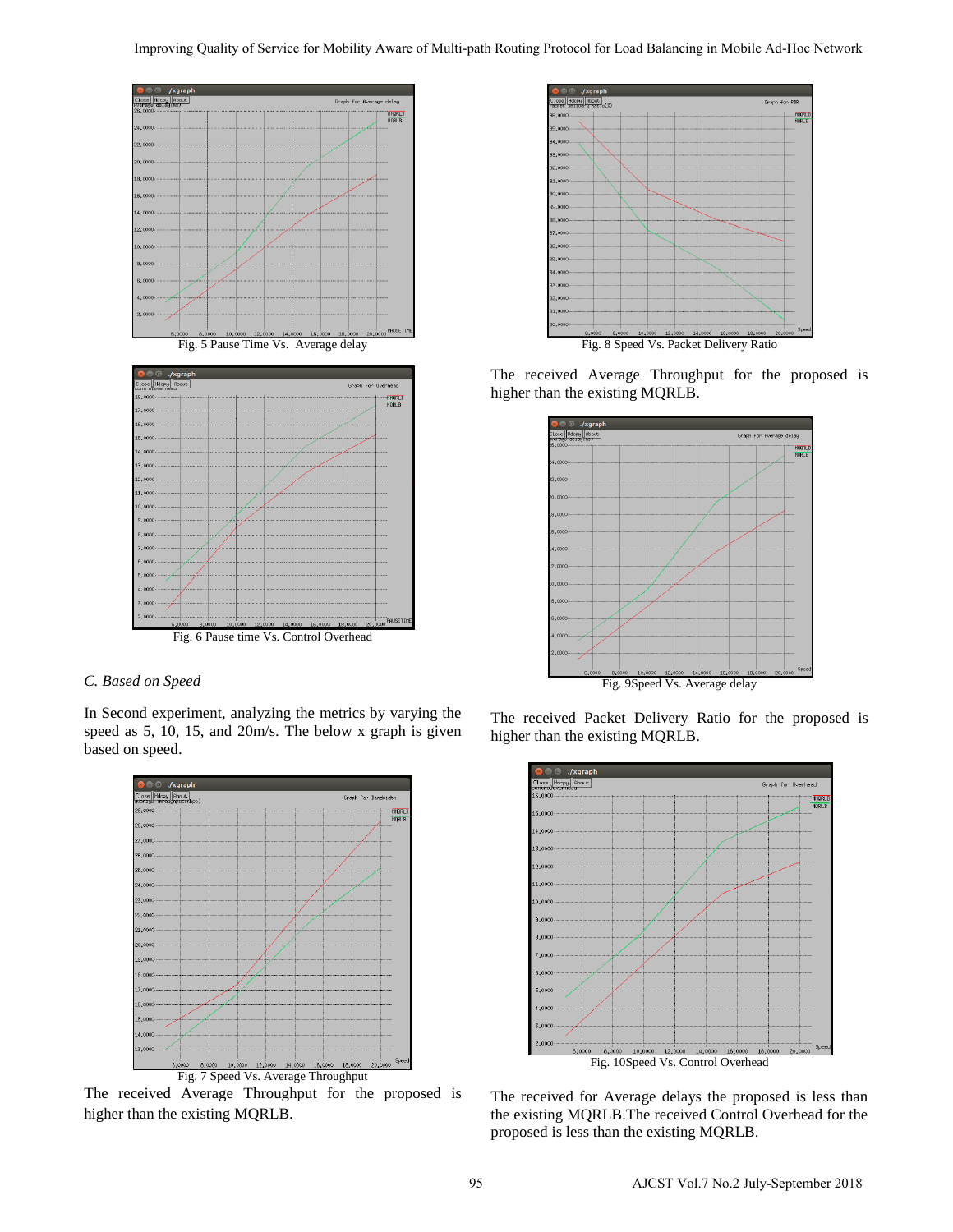Fig. 5 Pause Time Vs. Average delay

Fig. 6 Pause time Vs. Control Overhead

*C. Based on Speed*

In Second experiment, analyzing the metrics by varying the speed as 5, 10, 15, and 20m/s. The below x graph is given based on speed.

Fig. 7 Speed Vs. Average Throughput

The received Average Throughput for the proposed is higher than the existing MQRLB.

Fig. 8 Speed Vs. Packet Delivery Ratio

The received Average Throughput for the proposed is higher than the existing MQRLB.

Fig. 9Speed Vs. Average delay

The received Packet Delivery Ratio for the proposed is higher than the existing MQRLB.

Fig. 10Speed Vs. Control Overhead

The received for Average delays the proposed is less than the existing MQRLB.The received Control Overhead for the proposed is less than the existing MQRLB.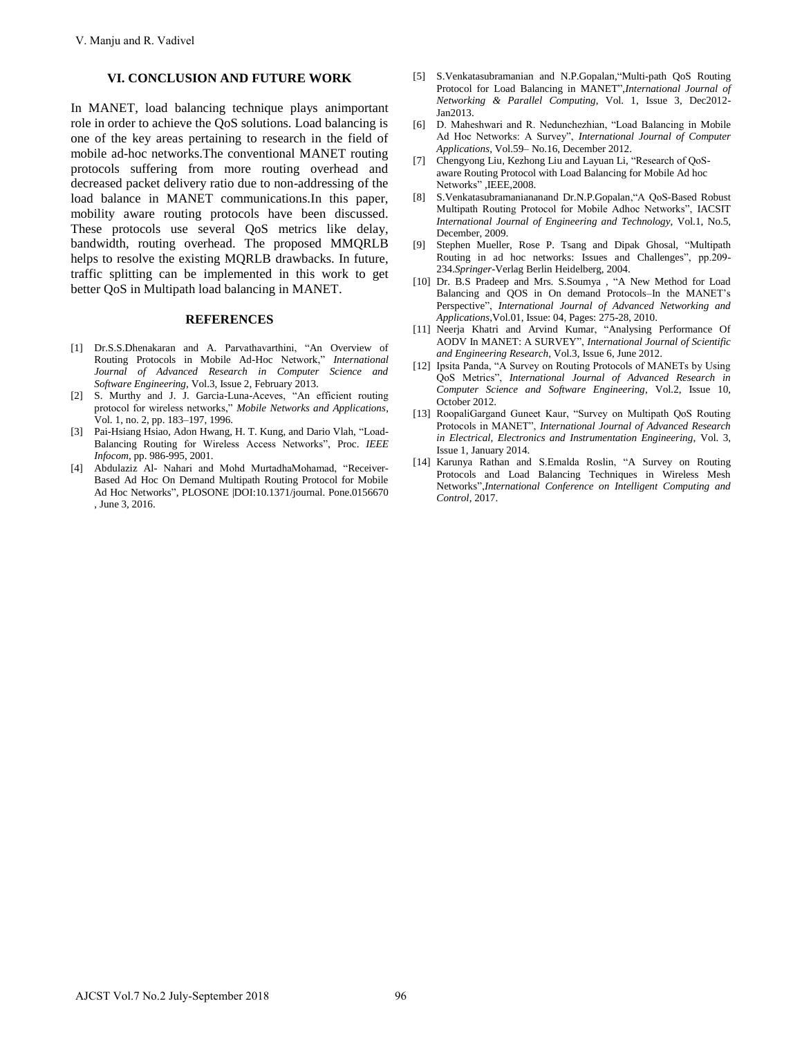## VI. CONCLUSION AND FUTURE WORK

In MANET, load balancing technique plays animportant role in order to achieve the QoS solutions. Load balancing is one of the key areas pertaining to research in the field of mobile ad-hoc networks.The conventional MANET routing protocols suffering from more routing overhead and decreased packet delivery ratio due to non-addressing of the load balance in MANET communications.In this paper, mobility aware routing protocols have been discussed. These protocols use several QoS metrics like delay, bandwidth, routing overhead. The proposed MMQRLB helps to resolve the existing MQRLB drawbacks. In future, traffic splitting can be implemented in this work to get better QoS in Multipath load balancing in MANET.

## REFERENCES

[1] Dr.S.S.Dhenakaran and A. Parvathavarthini, "An Overview of Routing Protocols in Mobile Ad-Hoc Network," *International Journal of Advanced Research in Computer Science and Software Engineering*, Vol.3, Issue 2, February 2013.

[2] S. Murthy and J. J. Garcia-Luna-Aceves, "An efficient routing protocol for wireless networks," *Mobile Networks and Applications*, Vol. 1, no. 2, pp. 183–197, 1996.

[3] Pai-Hsiang Hsiao, Adon Hwang, H. T. Kung, and Dario Vlah, "Load-Balancing Routing for Wireless Access Networks", Proc. *IEEE Infocom*, pp. 986-995, 2001.

[4] Abdulaziz Al- Nahari and Mohd MurtadhaMohamad, "Receiver-Based Ad Hoc On Demand Multipath Routing Protocol for Mobile Ad Hoc Networks", PLOSONE |DOI:10.1371/journal. Pone.0156670 , June 3, 2016.

[5] S.Venkatasubramanian and N.P.Gopalan,"Multi-path QoS Routing Protocol for Load Balancing in MANET",*International Journal of Networking & Parallel Computing*, Vol. 1, Issue 3, Dec2012-Jan2013.

[6] D. Maheshwari and R. Nedunchezhian, "Load Balancing in Mobile Ad Hoc Networks: A Survey", *International Journal of Computer Applications*, Vol.59– No.16, December 2012.

[7] Chengyong Liu, Kezhong Liu and Layuan Li, "Research of QoS-aware Routing Protocol with Load Balancing for Mobile Ad hoc Networks" ,IEEE,2008.

[8] S.Venkatasubramaniananand Dr.N.P.Gopalan,"A QoS-Based Robust Multipath Routing Protocol for Mobile Adhoc Networks", IACSIT *International Journal of Engineering and Technology*, Vol.1, No.5, December, 2009.

[9] Stephen Mueller, Rose P. Tsang and Dipak Ghosal, "Multipath Routing in ad hoc networks: Issues and Challenges", pp.209-234.*Springer*-Verlag Berlin Heidelberg, 2004.

[10] Dr. B.S Pradeep and Mrs. S.Soumya , "A New Method for Load Balancing and QOS in On demand Protocols–In the MANET's Perspective", *International Journal of Advanced Networking and Applications*,Vol.01, Issue: 04, Pages: 275-28, 2010.

[11] Neerja Khatri and Arvind Kumar, "Analysing Performance Of AODV In MANET: A SURVEY", *International Journal of Scientific and Engineering Research*, Vol.3, Issue 6, June 2012.

[12] Ipsita Panda, "A Survey on Routing Protocols of MANETs by Using QoS Metrics", *International Journal of Advanced Research in Computer Science and Software Engineering*, Vol.2, Issue 10, October 2012.

[13] RoopaliGargand Guneet Kaur, "Survey on Multipath QoS Routing Protocols in MANET", *International Journal of Advanced Research in Electrical, Electronics and Instrumentation Engineering*, Vol. 3, Issue 1, January 2014.

[14] Karunya Rathan and S.Emalda Roslin, "A Survey on Routing Protocols and Load Balancing Techniques in Wireless Mesh Networks",*International Conference on Intelligent Computing and Control*, 2017.